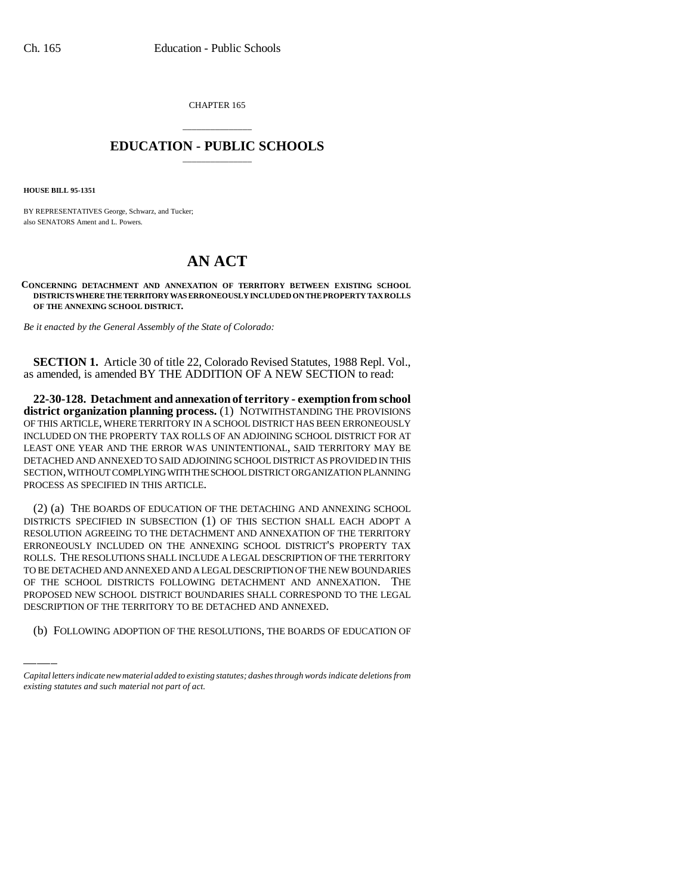CHAPTER 165

# EDUCATION - PUBLIC SCHOOLS

**HOUSE BILL 95-1351**

BY REPRESENTATIVES George, Schwarz, and Tucker;
also SENATORS Ament and L. Powers.

# AN ACT

**CONCERNING DETACHMENT AND ANNEXATION OF TERRITORY BETWEEN EXISTING SCHOOL DISTRICTS WHERE THE TERRITORY WAS ERRONEOUSLY INCLUDED ON THE PROPERTY TAX ROLLS OF THE ANNEXING SCHOOL DISTRICT.**

*Be it enacted by the General Assembly of the State of Colorado:*

**SECTION 1.** Article 30 of title 22, Colorado Revised Statutes, 1988 Repl. Vol., as amended, is amended BY THE ADDITION OF A NEW SECTION to read:

**22-30-128. Detachment and annexation of territory - exemption from school district organization planning process.** (1) NOTWITHSTANDING THE PROVISIONS OF THIS ARTICLE, WHERE TERRITORY IN A SCHOOL DISTRICT HAS BEEN ERRONEOUSLY INCLUDED ON THE PROPERTY TAX ROLLS OF AN ADJOINING SCHOOL DISTRICT FOR AT LEAST ONE YEAR AND THE ERROR WAS UNINTENTIONAL, SAID TERRITORY MAY BE DETACHED AND ANNEXED TO SAID ADJOINING SCHOOL DISTRICT AS PROVIDED IN THIS SECTION, WITHOUT COMPLYING WITH THE SCHOOL DISTRICT ORGANIZATION PLANNING PROCESS AS SPECIFIED IN THIS ARTICLE.

(2) (a) THE BOARDS OF EDUCATION OF THE DETACHING AND ANNEXING SCHOOL DISTRICTS SPECIFIED IN SUBSECTION (1) OF THIS SECTION SHALL EACH ADOPT A RESOLUTION AGREEING TO THE DETACHMENT AND ANNEXATION OF THE TERRITORY ERRONEOUSLY INCLUDED ON THE ANNEXING SCHOOL DISTRICT'S PROPERTY TAX ROLLS. THE RESOLUTIONS SHALL INCLUDE A LEGAL DESCRIPTION OF THE TERRITORY TO BE DETACHED AND ANNEXED AND A LEGAL DESCRIPTION OF THE NEW BOUNDARIES OF THE SCHOOL DISTRICTS FOLLOWING DETACHMENT AND ANNEXATION. THE PROPOSED NEW SCHOOL DISTRICT BOUNDARIES SHALL CORRESPOND TO THE LEGAL DESCRIPTION OF THE TERRITORY TO BE DETACHED AND ANNEXED.

(b) FOLLOWING ADOPTION OF THE RESOLUTIONS, THE BOARDS OF EDUCATION OF

*Capital letters indicate new material added to existing statutes; dashes through words indicate deletions from existing statutes and such material not part of act.*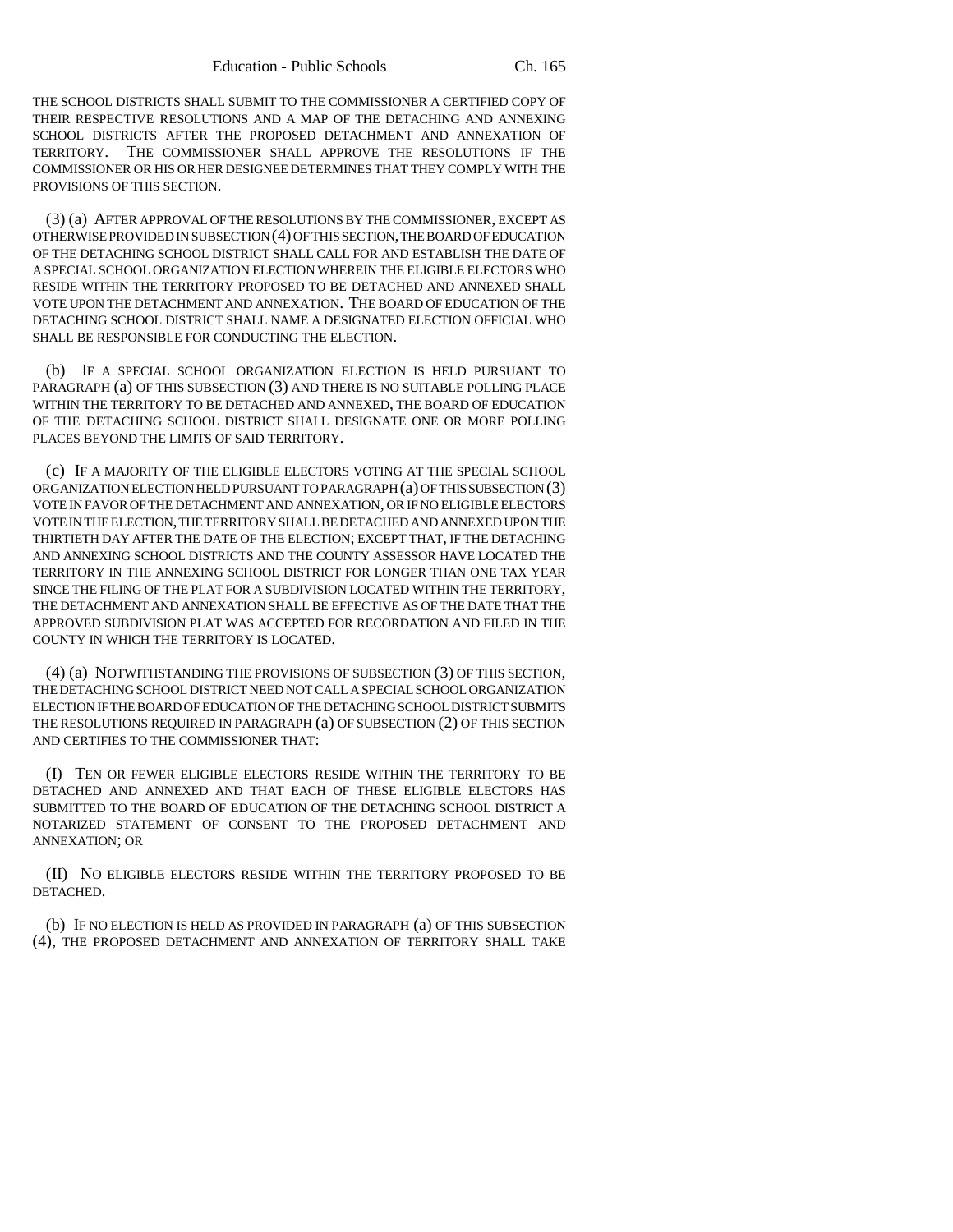THE SCHOOL DISTRICTS SHALL SUBMIT TO THE COMMISSIONER A CERTIFIED COPY OF THEIR RESPECTIVE RESOLUTIONS AND A MAP OF THE DETACHING AND ANNEXING SCHOOL DISTRICTS AFTER THE PROPOSED DETACHMENT AND ANNEXATION OF TERRITORY. THE COMMISSIONER SHALL APPROVE THE RESOLUTIONS IF THE COMMISSIONER OR HIS OR HER DESIGNEE DETERMINES THAT THEY COMPLY WITH THE PROVISIONS OF THIS SECTION.

(3) (a) AFTER APPROVAL OF THE RESOLUTIONS BY THE COMMISSIONER, EXCEPT AS OTHERWISE PROVIDED IN SUBSECTION (4) OF THIS SECTION, THE BOARD OF EDUCATION OF THE DETACHING SCHOOL DISTRICT SHALL CALL FOR AND ESTABLISH THE DATE OF A SPECIAL SCHOOL ORGANIZATION ELECTION WHEREIN THE ELIGIBLE ELECTORS WHO RESIDE WITHIN THE TERRITORY PROPOSED TO BE DETACHED AND ANNEXED SHALL VOTE UPON THE DETACHMENT AND ANNEXATION. THE BOARD OF EDUCATION OF THE DETACHING SCHOOL DISTRICT SHALL NAME A DESIGNATED ELECTION OFFICIAL WHO SHALL BE RESPONSIBLE FOR CONDUCTING THE ELECTION.

(b) IF A SPECIAL SCHOOL ORGANIZATION ELECTION IS HELD PURSUANT TO PARAGRAPH (a) OF THIS SUBSECTION (3) AND THERE IS NO SUITABLE POLLING PLACE WITHIN THE TERRITORY TO BE DETACHED AND ANNEXED, THE BOARD OF EDUCATION OF THE DETACHING SCHOOL DISTRICT SHALL DESIGNATE ONE OR MORE POLLING PLACES BEYOND THE LIMITS OF SAID TERRITORY.

(c) IF A MAJORITY OF THE ELIGIBLE ELECTORS VOTING AT THE SPECIAL SCHOOL ORGANIZATION ELECTION HELD PURSUANT TO PARAGRAPH (a) OF THIS SUBSECTION (3) VOTE IN FAVOR OF THE DETACHMENT AND ANNEXATION, OR IF NO ELIGIBLE ELECTORS VOTE IN THE ELECTION, THE TERRITORY SHALL BE DETACHED AND ANNEXED UPON THE THIRTIETH DAY AFTER THE DATE OF THE ELECTION; EXCEPT THAT, IF THE DETACHING AND ANNEXING SCHOOL DISTRICTS AND THE COUNTY ASSESSOR HAVE LOCATED THE TERRITORY IN THE ANNEXING SCHOOL DISTRICT FOR LONGER THAN ONE TAX YEAR SINCE THE FILING OF THE PLAT FOR A SUBDIVISION LOCATED WITHIN THE TERRITORY, THE DETACHMENT AND ANNEXATION SHALL BE EFFECTIVE AS OF THE DATE THAT THE APPROVED SUBDIVISION PLAT WAS ACCEPTED FOR RECORDATION AND FILED IN THE COUNTY IN WHICH THE TERRITORY IS LOCATED.

(4) (a) NOTWITHSTANDING THE PROVISIONS OF SUBSECTION (3) OF THIS SECTION, THE DETACHING SCHOOL DISTRICT NEED NOT CALL A SPECIAL SCHOOL ORGANIZATION ELECTION IF THE BOARD OF EDUCATION OF THE DETACHING SCHOOL DISTRICT SUBMITS THE RESOLUTIONS REQUIRED IN PARAGRAPH (a) OF SUBSECTION (2) OF THIS SECTION AND CERTIFIES TO THE COMMISSIONER THAT:

(I) TEN OR FEWER ELIGIBLE ELECTORS RESIDE WITHIN THE TERRITORY TO BE DETACHED AND ANNEXED AND THAT EACH OF THESE ELIGIBLE ELECTORS HAS SUBMITTED TO THE BOARD OF EDUCATION OF THE DETACHING SCHOOL DISTRICT A NOTARIZED STATEMENT OF CONSENT TO THE PROPOSED DETACHMENT AND ANNEXATION; OR

(II) NO ELIGIBLE ELECTORS RESIDE WITHIN THE TERRITORY PROPOSED TO BE DETACHED.

(b) IF NO ELECTION IS HELD AS PROVIDED IN PARAGRAPH (a) OF THIS SUBSECTION (4), THE PROPOSED DETACHMENT AND ANNEXATION OF TERRITORY SHALL TAKE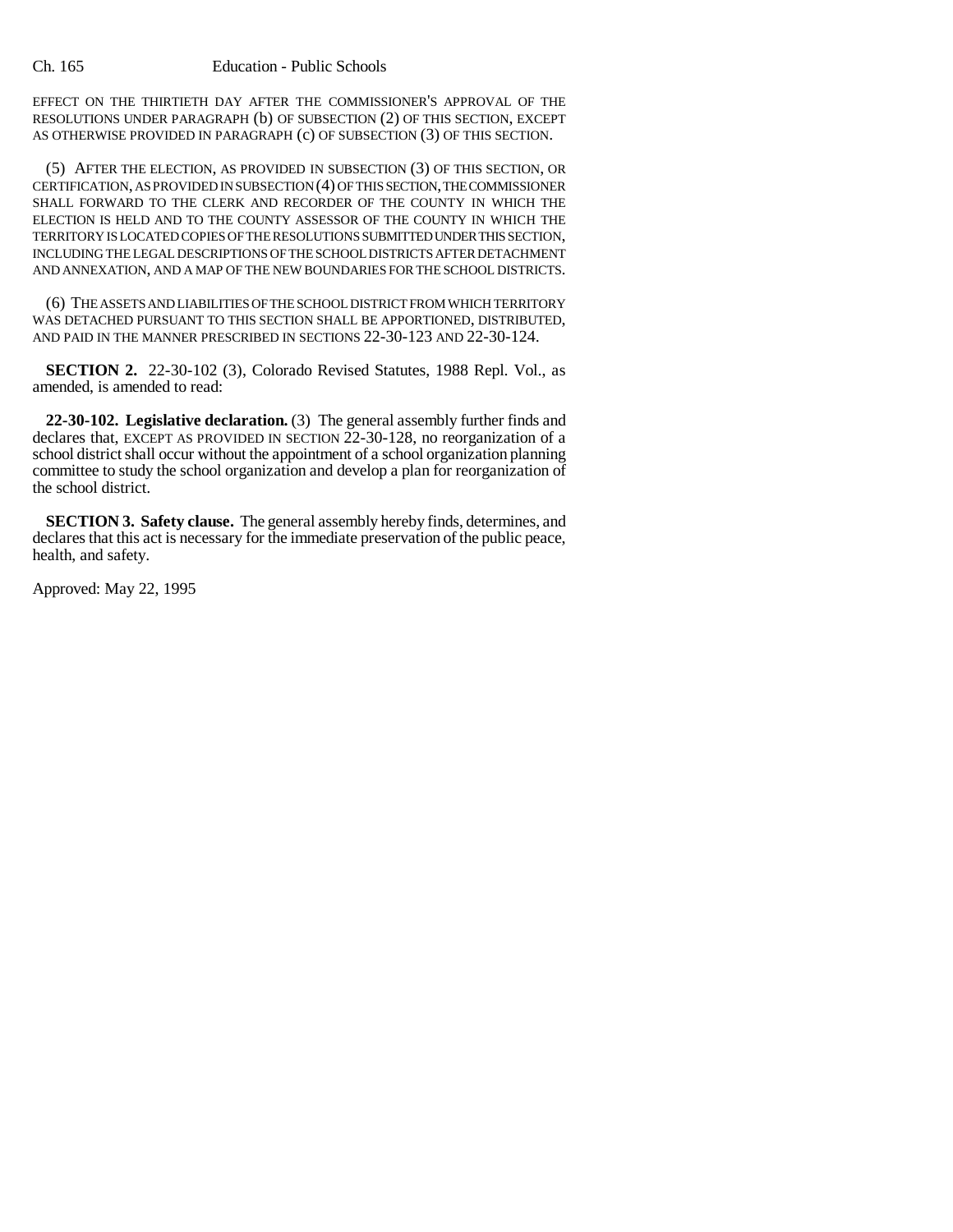EFFECT ON THE THIRTIETH DAY AFTER THE COMMISSIONER'S APPROVAL OF THE RESOLUTIONS UNDER PARAGRAPH (b) OF SUBSECTION (2) OF THIS SECTION, EXCEPT AS OTHERWISE PROVIDED IN PARAGRAPH (c) OF SUBSECTION (3) OF THIS SECTION.

(5) AFTER THE ELECTION, AS PROVIDED IN SUBSECTION (3) OF THIS SECTION, OR CERTIFICATION, AS PROVIDED IN SUBSECTION (4) OF THIS SECTION, THE COMMISSIONER SHALL FORWARD TO THE CLERK AND RECORDER OF THE COUNTY IN WHICH THE ELECTION IS HELD AND TO THE COUNTY ASSESSOR OF THE COUNTY IN WHICH THE TERRITORY IS LOCATED COPIES OF THE RESOLUTIONS SUBMITTED UNDER THIS SECTION, INCLUDING THE LEGAL DESCRIPTIONS OF THE SCHOOL DISTRICTS AFTER DETACHMENT AND ANNEXATION, AND A MAP OF THE NEW BOUNDARIES FOR THE SCHOOL DISTRICTS.

(6) THE ASSETS AND LIABILITIES OF THE SCHOOL DISTRICT FROM WHICH TERRITORY WAS DETACHED PURSUANT TO THIS SECTION SHALL BE APPORTIONED, DISTRIBUTED, AND PAID IN THE MANNER PRESCRIBED IN SECTIONS 22-30-123 AND 22-30-124.

**SECTION 2.** 22-30-102 (3), Colorado Revised Statutes, 1988 Repl. Vol., as amended, is amended to read:

**22-30-102. Legislative declaration.** (3) The general assembly further finds and declares that, EXCEPT AS PROVIDED IN SECTION 22-30-128, no reorganization of a school district shall occur without the appointment of a school organization planning committee to study the school organization and develop a plan for reorganization of the school district.

**SECTION 3. Safety clause.** The general assembly hereby finds, determines, and declares that this act is necessary for the immediate preservation of the public peace, health, and safety.

Approved: May 22, 1995